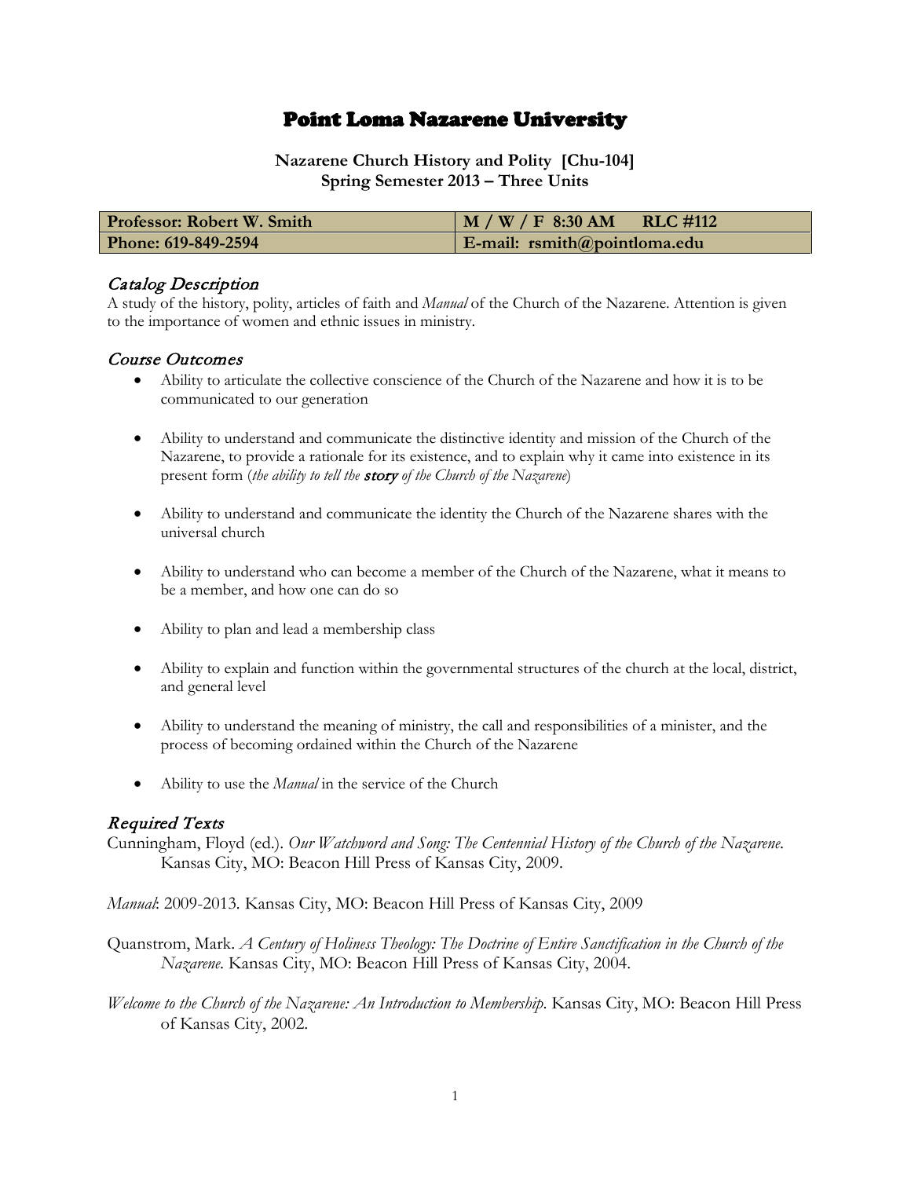# Point Loma Nazarene University

**Nazarene Church History and Polity [Chu-104]**
**Spring Semester 2013 – Three Units**

| Professor: Robert W. Smith | M / W / F 8:30 AM RLC #112 |
|---|---|
| Phone: 619-849-2594 | E-mail: rsmith@pointloma.edu |

## *Catalog Description*

A study of the history, polity, articles of faith and *Manual* of the Church of the Nazarene. Attention is given to the importance of women and ethnic issues in ministry.

## *Course Outcomes*

- Ability to articulate the collective conscience of the Church of the Nazarene and how it is to be communicated to our generation
- Ability to understand and communicate the distinctive identity and mission of the Church of the Nazarene, to provide a rationale for its existence, and to explain why it came into existence in its present form (*the ability to tell the **story** of the Church of the Nazarene*)
- Ability to understand and communicate the identity the Church of the Nazarene shares with the universal church
- Ability to understand who can become a member of the Church of the Nazarene, what it means to be a member, and how one can do so
- Ability to plan and lead a membership class
- Ability to explain and function within the governmental structures of the church at the local, district, and general level
- Ability to understand the meaning of ministry, the call and responsibilities of a minister, and the process of becoming ordained within the Church of the Nazarene
- Ability to use the *Manual* in the service of the Church

## *Required Texts*

Cunningham, Floyd (ed.). *Our Watchword and Song: The Centennial History of the Church of the Nazarene*. Kansas City, MO: Beacon Hill Press of Kansas City, 2009.

*Manual*: 2009-2013. Kansas City, MO: Beacon Hill Press of Kansas City, 2009

Quanstrom, Mark. *A Century of Holiness Theology: The Doctrine of Entire Sanctification in the Church of the Nazarene*. Kansas City, MO: Beacon Hill Press of Kansas City, 2004.

*Welcome to the Church of the Nazarene: An Introduction to Membership*. Kansas City, MO: Beacon Hill Press of Kansas City, 2002.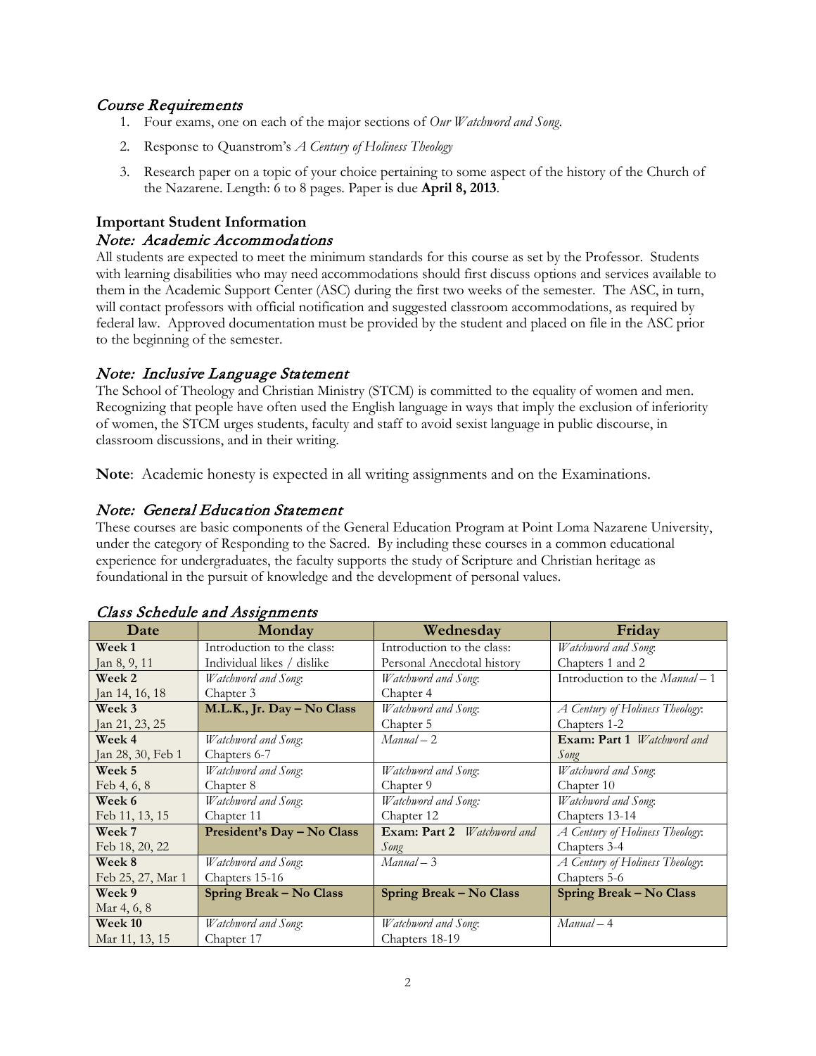## *Course Requirements*

1. Four exams, one on each of the major sections of *Our Watchword and Song*.
2. Response to Quanstrom's *A Century of Holiness Theology*
3. Research paper on a topic of your choice pertaining to some aspect of the history of the Church of the Nazarene. Length: 6 to 8 pages. Paper is due **April 8, 2013**.

### Important Student Information

### *Note: Academic Accommodations*

All students are expected to meet the minimum standards for this course as set by the Professor. Students with learning disabilities who may need accommodations should first discuss options and services available to them in the Academic Support Center (ASC) during the first two weeks of the semester. The ASC, in turn, will contact professors with official notification and suggested classroom accommodations, as required by federal law. Approved documentation must be provided by the student and placed on file in the ASC prior to the beginning of the semester.

### *Note: Inclusive Language Statement*

The School of Theology and Christian Ministry (STCM) is committed to the equality of women and men. Recognizing that people have often used the English language in ways that imply the exclusion of inferiority of women, the STCM urges students, faculty and staff to avoid sexist language in public discourse, in classroom discussions, and in their writing.

**Note**: Academic honesty is expected in all writing assignments and on the Examinations.

### *Note: General Education Statement*

These courses are basic components of the General Education Program at Point Loma Nazarene University, under the category of Responding to the Sacred. By including these courses in a common educational experience for undergraduates, the faculty supports the study of Scripture and Christian heritage as foundational in the pursuit of knowledge and the development of personal values.

### *Class Schedule and Assignments*

| Date | Monday | Wednesday | Friday |
|---|---|---|---|
| **Week 1** Jan 8, 9, 11 | Introduction to the class: Individual likes / dislike | Introduction to the class: Personal Anecdotal history | *Watchword and Song*: Chapters 1 and 2 |
| **Week 2** Jan 14, 16, 18 | *Watchword and Song*: Chapter 3 | *Watchword and Song*: Chapter 4 | Introduction to the *Manual* – 1 |
| **Week 3** Jan 21, 23, 25 | **M.L.K., Jr. Day – No Class** | *Watchword and Song*: Chapter 5 | *A Century of Holiness Theology*: Chapters 1-2 |
| **Week 4** Jan 28, 30, Feb 1 | *Watchword and Song*: Chapters 6-7 | *Manual* – 2 | **Exam: Part 1** *Watchword and Song* |
| **Week 5** Feb 4, 6, 8 | *Watchword and Song*: Chapter 8 | *Watchword and Song*: Chapter 9 | *Watchword and Song*: Chapter 10 |
| **Week 6** Feb 11, 13, 15 | *Watchword and Song*: Chapter 11 | *Watchword and Song:* Chapter 12 | *Watchword and Song*: Chapters 13-14 |
| **Week 7** Feb 18, 20, 22 | **President's Day – No Class** | **Exam: Part 2** *Watchword and Song* | *A Century of Holiness Theology*: Chapters 3-4 |
| **Week 8** Feb 25, 27, Mar 1 | *Watchword and Song*: Chapters 15-16 | *Manual* – 3 | *A Century of Holiness Theology*: Chapters 5-6 |
| **Week 9** Mar 4, 6, 8 | **Spring Break – No Class** | **Spring Break – No Class** | **Spring Break – No Class** |
| **Week 10** Mar 11, 13, 15 | *Watchword and Song*: Chapter 17 | *Watchword and Song*: Chapters 18-19 | *Manual* – 4 |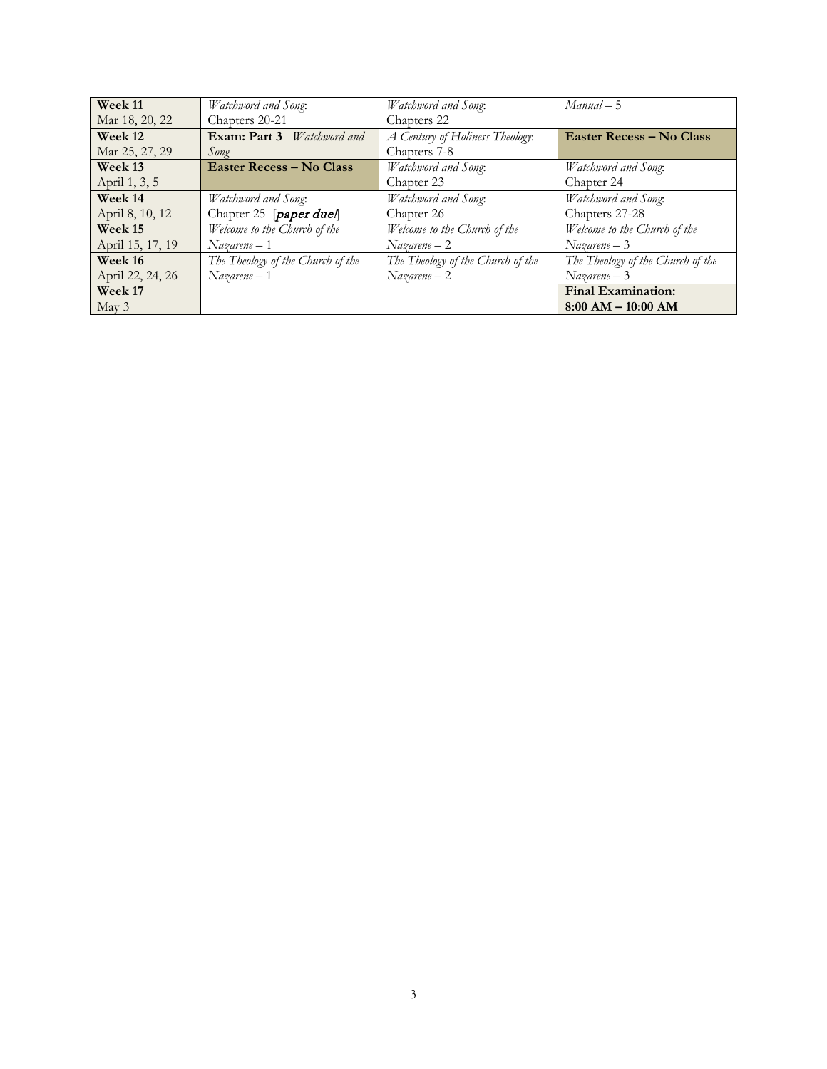| | | | |
|---|---|---|---|
| **Week 11** Mar 18, 20, 22 | *Watchword and Song*: Chapters 20-21 | *Watchword and Song*: Chapters 22 | *Manual* – 5 |
| **Week 12** Mar 25, 27, 29 | **Exam: Part 3** *Watchword and Song* | *A Century of Holiness Theology*: Chapters 7-8 | **Easter Recess – No Class** |
| **Week 13** April 1, 3, 5 | **Easter Recess – No Class** | *Watchword and Song*: Chapter 23 | *Watchword and Song*: Chapter 24 |
| **Week 14** April 8, 10, 12 | *Watchword and Song*: Chapter 25 [***paper due!***] | *Watchword and Song*: Chapter 26 | *Watchword and Song*: Chapters 27-28 |
| **Week 15** April 15, 17, 19 | *Welcome to the Church of the Nazarene* – 1 | *Welcome to the Church of the Nazarene* – 2 | *Welcome to the Church of the Nazarene* – 3 |
| **Week 16** April 22, 24, 26 | *The Theology of the Church of the Nazarene* – 1 | *The Theology of the Church of the Nazarene* – 2 | *The Theology of the Church of the Nazarene* – 3 |
| **Week 17** May 3 | | | **Final Examination: 8:00 AM – 10:00 AM** |